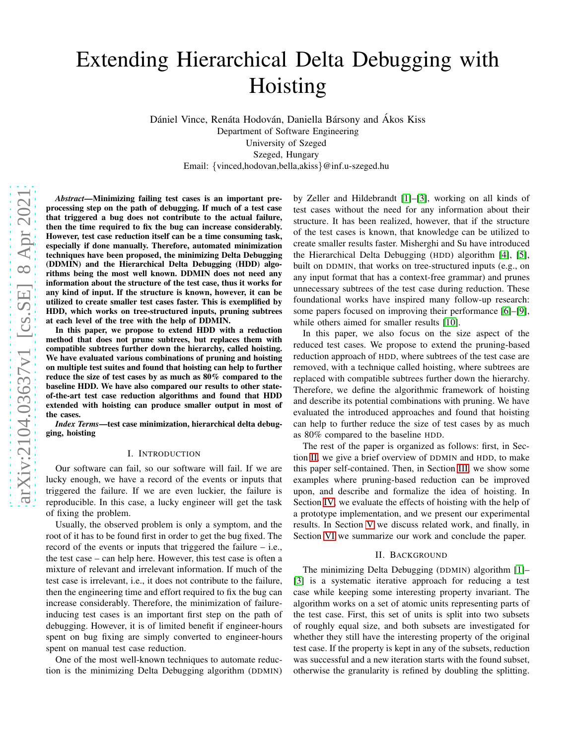# Extending Hierarchical Delta Debugging with Hoisting

Dániel Vince, Renáta Hodován, Daniella Bársony and Ákos Kiss
Department of Software Engineering
University of Szeged
Szeged, Hungary
Email: {vinced,hodovan,bella,akiss}@inf.u-szeged.hu

***Abstract*—Minimizing failing test cases is an important preprocessing step on the path of debugging. If much of a test case that triggered a bug does not contribute to the actual failure, then the time required to fix the bug can increase considerably. However, test case reduction itself can be a time consuming task, especially if done manually. Therefore, automated minimization techniques have been proposed, the minimizing Delta Debugging (DDMIN) and the Hierarchical Delta Debugging (HDD) algorithms being the most well known. DDMIN does not need any information about the structure of the test case, thus it works for any kind of input. If the structure is known, however, it can be utilized to create smaller test cases faster. This is exemplified by HDD, which works on tree-structured inputs, pruning subtrees at each level of the tree with the help of DDMIN.**

**In this paper, we propose to extend HDD with a reduction method that does not prune subtrees, but replaces them with compatible subtrees further down the hierarchy, called hoisting. We have evaluated various combinations of pruning and hoisting on multiple test suites and found that hoisting can help to further reduce the size of test cases by as much as 80% compared to the baseline HDD. We have also compared our results to other state-of-the-art test case reduction algorithms and found that HDD extended with hoisting can produce smaller output in most of the cases.**

***Index Terms*—test case minimization, hierarchical delta debugging, hoisting**

## I. Introduction

Our software can fail, so our software will fail. If we are lucky enough, we have a record of the events or inputs that triggered the failure. If we are even luckier, the failure is reproducible. In this case, a lucky engineer will get the task of fixing the problem.

Usually, the observed problem is only a symptom, and the root of it has to be found first in order to get the bug fixed. The record of the events or inputs that triggered the failure – i.e., the test case – can help here. However, this test case is often a mixture of relevant and irrelevant information. If much of the test case is irrelevant, i.e., it does not contribute to the failure, then the engineering time and effort required to fix the bug can increase considerably. Therefore, the minimization of failure-inducing test cases is an important first step on the path of debugging. However, it is of limited benefit if engineer-hours spent on bug fixing are simply converted to engineer-hours spent on manual test case reduction.

One of the most well-known techniques to automate reduction is the minimizing Delta Debugging algorithm (DDMIN) by Zeller and Hildebrandt [1]–[3], working on all kinds of test cases without the need for any information about their structure. It has been realized, however, that if the structure of the test cases is known, that knowledge can be utilized to create smaller results faster. Misherghi and Su have introduced the Hierarchical Delta Debugging (HDD) algorithm [4], [5], built on DDMIN, that works on tree-structured inputs (e.g., on any input format that has a context-free grammar) and prunes unnecessary subtrees of the test case during reduction. These foundational works have inspired many follow-up research: some papers focused on improving their performance [6]–[9], while others aimed for smaller results [10].

In this paper, we also focus on the size aspect of the reduced test cases. We propose to extend the pruning-based reduction approach of HDD, where subtrees of the test case are removed, with a technique called hoisting, where subtrees are replaced with compatible subtrees further down the hierarchy. Therefore, we define the algorithmic framework of hoisting and describe its potential combinations with pruning. We have evaluated the introduced approaches and found that hoisting can help to further reduce the size of test cases by as much as 80% compared to the baseline HDD.

The rest of the paper is organized as follows: first, in Section II, we give a brief overview of DDMIN and HDD, to make this paper self-contained. Then, in Section III, we show some examples where pruning-based reduction can be improved upon, and describe and formalize the idea of hoisting. In Section IV, we evaluate the effects of hoisting with the help of a prototype implementation, and we present our experimental results. In Section V we discuss related work, and finally, in Section VI we summarize our work and conclude the paper.

## II. Background

The minimizing Delta Debugging (DDMIN) algorithm [1]–[3] is a systematic iterative approach for reducing a test case while keeping some interesting property invariant. The algorithm works on a set of atomic units representing parts of the test case. First, this set of units is split into two subsets of roughly equal size, and both subsets are investigated for whether they still have the interesting property of the original test case. If the property is kept in any of the subsets, reduction was successful and a new iteration starts with the found subset, otherwise the granularity is refined by doubling the splitting.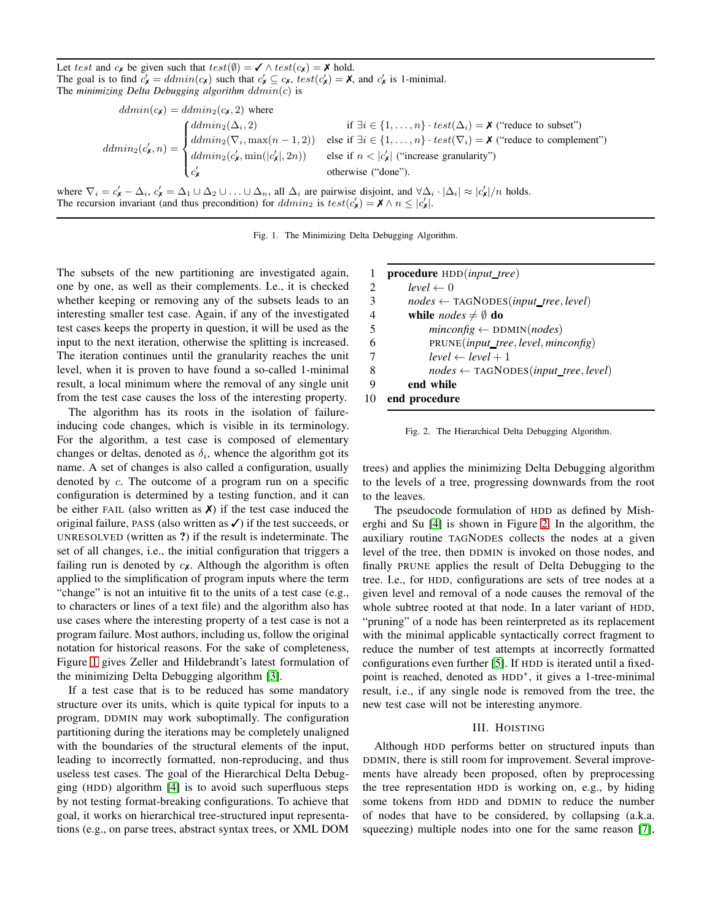Let $test$ and $c_{✗}$ be given such that $test(\emptyset) = ✓ \wedge test(c_{✗}) = ✗$ hold.
The goal is to find $c'_{✗} = ddmin(c_{✗})$ such that $c'_{✗} \subseteq c_{✗}$, $test(c'_{✗}) = ✗$, and $c'_{✗}$ is 1-minimal.
The *minimizing Delta Debugging algorithm* $ddmin(c)$ is

$$ddmin(c_{✗}) = ddmin_2(c_{✗}, 2) \text{ where}$$

$$ddmin_2(c'_{✗}, n) = \begin{cases} ddmin_2(\Delta_i, 2) & \text{if } \exists i \in \{1, \ldots, n\} \cdot test(\Delta_i) = ✗ \text{ ("reduce to subset")} \\ ddmin_2(\nabla_i, \max(n-1, 2)) & \text{else if } \exists i \in \{1, \ldots, n\} \cdot test(\nabla_i) = ✗ \text{ ("reduce to complement")} \\ ddmin_2(c'_{✗}, \min(|c'_{✗}|, 2n)) & \text{else if } n < |c'_{✗}| \text{ ("increase granularity")} \\ c'_{✗} & \text{otherwise ("done").} \end{cases}$$

where $\nabla_i = c'_{✗} - \Delta_i$, $c'_{✗} = \Delta_1 \cup \Delta_2 \cup \ldots \cup \Delta_n$, all $\Delta_i$ are pairwise disjoint, and $\forall \Delta_i \cdot |\Delta_i| \approx |c'_{✗}|/n$ holds.
The recursion invariant (and thus precondition) for $ddmin_2$ is $test(c'_{✗}) = ✗ \wedge n \leq |c'_{✗}|$.

Fig. 1. The Minimizing Delta Debugging Algorithm.

The subsets of the new partitioning are investigated again, one by one, as well as their complements. I.e., it is checked whether keeping or removing any of the subsets leads to an interesting smaller test case. Again, if any of the investigated test cases keeps the property in question, it will be used as the input to the next iteration, otherwise the splitting is increased. The iteration continues until the granularity reaches the unit level, when it is proven to have found a so-called 1-minimal result, a local minimum where the removal of any single unit from the test case causes the loss of the interesting property.

The algorithm has its roots in the isolation of failure-inducing code changes, which is visible in its terminology. For the algorithm, a test case is composed of elementary changes or deltas, denoted as $\delta_i$, whence the algorithm got its name. A set of changes is also called a configuration, usually denoted by $c$. The outcome of a program run on a specific configuration is determined by a testing function, and it can be either FAIL (also written as ✗) if the test case induced the original failure, PASS (also written as ✓) if the test succeeds, or UNRESOLVED (written as **?**) if the result is indeterminate. The set of all changes, i.e., the initial configuration that triggers a failing run is denoted by $c_{✗}$. Although the algorithm is often applied to the simplification of program inputs where the term "change" is not an intuitive fit to the units of a test case (e.g., to characters or lines of a text file) and the algorithm also has use cases where the interesting property of a test case is not a program failure. Most authors, including us, follow the original notation for historical reasons. For the sake of completeness, Figure 1 gives Zeller and Hildebrandt's latest formulation of the minimizing Delta Debugging algorithm [3].

If a test case that is to be reduced has some mandatory structure over its units, which is quite typical for inputs to a program, DDMIN may work suboptimally. The configuration partitioning during the iterations may be completely unaligned with the boundaries of the structural elements of the input, leading to incorrectly formatted, non-reproducing, and thus useless test cases. The goal of the Hierarchical Delta Debugging (HDD) algorithm [4] is to avoid such superfluous steps by not testing format-breaking configurations. To achieve that goal, it works on hierarchical tree-structured input representations (e.g., on parse trees, abstract syntax trees, or XML DOM trees) and applies the minimizing Delta Debugging algorithm to the levels of a tree, progressing downwards from the root to the leaves.

```
1  procedure HDD(input_tree)
2      level ← 0
3      nodes ← TAGNODES(input_tree, level)
4      while nodes ≠ ∅ do
5          minconfig ← DDMIN(nodes)
6          PRUNE(input_tree, level, minconfig)
7          level ← level + 1
8          nodes ← TAGNODES(input_tree, level)
9      end while
10 end procedure
```

Fig. 2. The Hierarchical Delta Debugging Algorithm.

The pseudocode formulation of HDD as defined by Misherghi and Su [4] is shown in Figure 2. In the algorithm, the auxiliary routine TAGNODES collects the nodes at a given level of the tree, then DDMIN is invoked on those nodes, and finally PRUNE applies the result of Delta Debugging to the tree. I.e., for HDD, configurations are sets of tree nodes at a given level and removal of a node causes the removal of the whole subtree rooted at that node. In a later variant of HDD, "pruning" of a node has been reinterpreted as its replacement with the minimal applicable syntactically correct fragment to reduce the number of test attempts at incorrectly formatted configurations even further [5]. If HDD is iterated until a fixed-point is reached, denoted as HDD$^*$, it gives a 1-tree-minimal result, i.e., if any single node is removed from the tree, the new test case will not be interesting anymore.

## III. Hoisting

Although HDD performs better on structured inputs than DDMIN, there is still room for improvement. Several improvements have already been proposed, often by preprocessing the tree representation HDD is working on, e.g., by hiding some tokens from HDD and DDMIN to reduce the number of nodes that have to be considered, by collapsing (a.k.a. squeezing) multiple nodes into one for the same reason [7],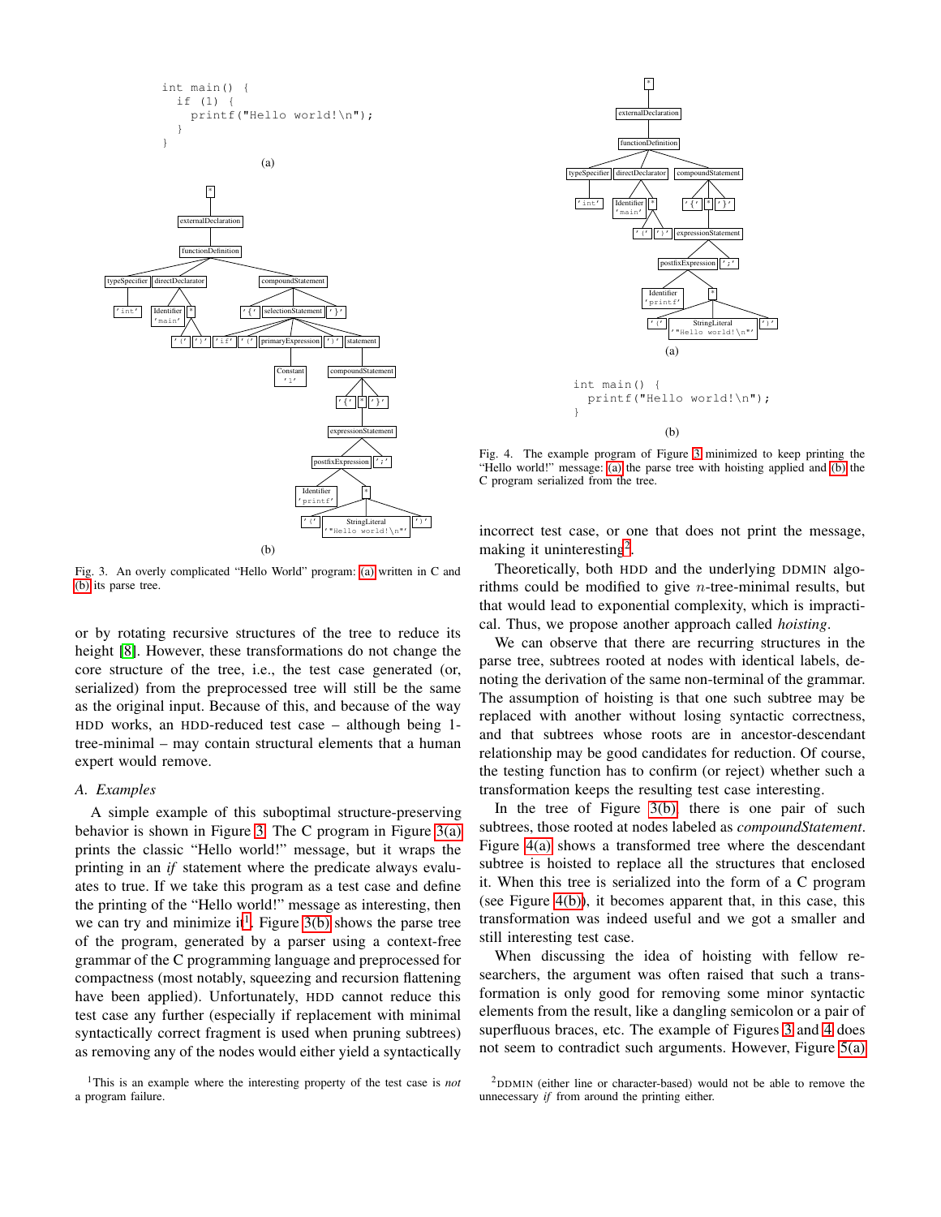```
int main() {
  if (1) {
    printf("Hello world!\n");
  }
}
```

(a)

(b)

Fig. 3. An overly complicated "Hello World" program: (a) written in C and (b) its parse tree.

or by rotating recursive structures of the tree to reduce its height [8]. However, these transformations do not change the core structure of the tree, i.e., the test case generated (or, serialized) from the preprocessed tree will still be the same as the original input. Because of this, and because of the way HDD works, an HDD-reduced test case – although being 1-tree-minimal – may contain structural elements that a human expert would remove.

### A. Examples

A simple example of this suboptimal structure-preserving behavior is shown in Figure 3. The C program in Figure 3(a) prints the classic "Hello world!" message, but it wraps the printing in an *if* statement where the predicate always evaluates to true. If we take this program as a test case and define the printing of the "Hello world!" message as interesting, then we can try and minimize it[1]. Figure 3(b) shows the parse tree of the program, generated by a parser using a context-free grammar of the C programming language and preprocessed for compactness (most notably, squeezing and recursion flattening have been applied). Unfortunately, HDD cannot reduce this test case any further (especially if replacement with minimal syntactically correct fragment is used when pruning subtrees) as removing any of the nodes would either yield a syntactically incorrect test case, or one that does not print the message, making it uninteresting[2].

(a)

```
int main() {
  printf("Hello world!\n");
}
```

(b)

Fig. 4. The example program of Figure 3 minimized to keep printing the "Hello world!" message: (a) the parse tree with hoisting applied and (b) the C program serialized from the tree.

Theoretically, both HDD and the underlying DDMIN algorithms could be modified to give $n$-tree-minimal results, but that would lead to exponential complexity, which is impractical. Thus, we propose another approach called *hoisting*.

We can observe that there are recurring structures in the parse tree, subtrees rooted at nodes with identical labels, denoting the derivation of the same non-terminal of the grammar. The assumption of hoisting is that one such subtree may be replaced with another without losing syntactic correctness, and that subtrees whose roots are in ancestor-descendant relationship may be good candidates for reduction. Of course, the testing function has to confirm (or reject) whether such a transformation keeps the resulting test case interesting.

In the tree of Figure 3(b), there is one pair of such subtrees, those rooted at nodes labeled as *compoundStatement*. Figure 4(a) shows a transformed tree where the descendant subtree is hoisted to replace all the structures that enclosed it. When this tree is serialized into the form of a C program (see Figure 4(b)), it becomes apparent that, in this case, this transformation was indeed useful and we got a smaller and still interesting test case.

When discussing the idea of hoisting with fellow researchers, the argument was often raised that such a transformation is only good for removing some minor syntactic elements from the result, like a dangling semicolon or a pair of superfluous braces, etc. The example of Figures 3 and 4 does not seem to contradict such arguments. However, Figure 5(a)

[1] This is an example where the interesting property of the test case is *not* a program failure.

[2] DDMIN (either line or character-based) would not be able to remove the unnecessary *if* from around the printing either.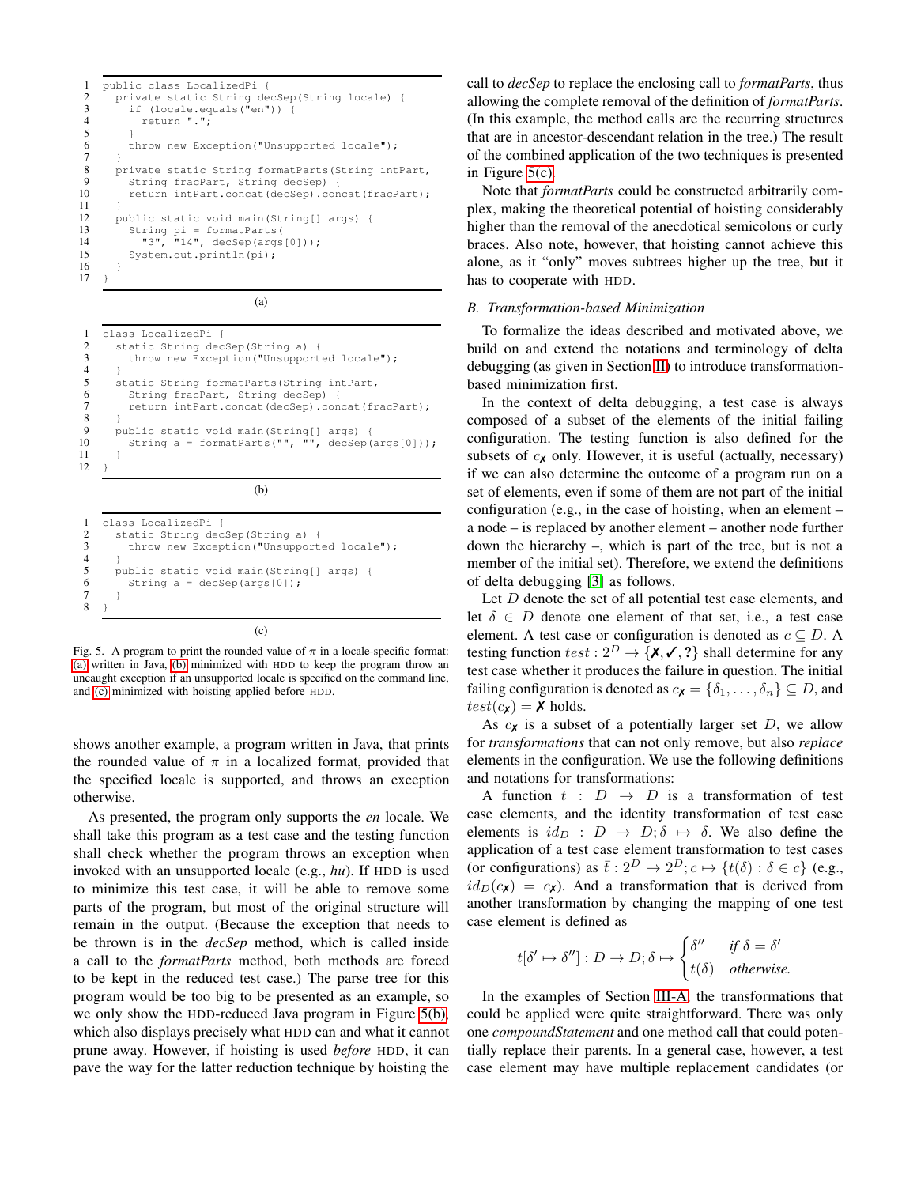```
1   public class LocalizedPi {
2     private static String decSep(String locale) {
3       if (locale.equals("en")) {
4         return ".";
5       }
6       throw new Exception("Unsupported locale");
7     }
8     private static String formatParts(String intPart,
9       String fracPart, String decSep) {
10      return intPart.concat(decSep).concat(fracPart);
11    }
12    public static void main(String[] args) {
13      String pi = formatParts(
14        "3", "14", decSep(args[0]));
15      System.out.println(pi);
16    }
17  }
```

(a)

```
1   class LocalizedPi {
2     static String decSep(String a) {
3       throw new Exception("Unsupported locale");
4     }
5     static String formatParts(String intPart,
6       String fracPart, String decSep) {
7       return intPart.concat(decSep).concat(fracPart);
8     }
9     public static void main(String[] args) {
10      String a = formatParts("", "", decSep(args[0]));
11    }
12  }
```

(b)

```
1   class LocalizedPi {
2     static String decSep(String a) {
3       throw new Exception("Unsupported locale");
4     }
5     public static void main(String[] args) {
6       String a = decSep(args[0]);
7     }
8   }
```

(c)

Fig. 5. A program to print the rounded value of $\pi$ in a locale-specific format: (a) written in Java, (b) minimized with HDD to keep the program throw an uncaught exception if an unsupported locale is specified on the command line, and (c) minimized with hoisting applied before HDD.

shows another example, a program written in Java, that prints the rounded value of $\pi$ in a localized format, provided that the specified locale is supported, and throws an exception otherwise.

As presented, the program only supports the *en* locale. We shall take this program as a test case and the testing function shall check whether the program throws an exception when invoked with an unsupported locale (e.g., *hu*). If HDD is used to minimize this test case, it will be able to remove some parts of the program, but most of the original structure will remain in the output. (Because the exception that needs to be thrown is in the *decSep* method, which is called inside a call to the *formatParts* method, both methods are forced to be kept in the reduced test case.) The parse tree for this program would be too big to be presented as an example, so we only show the HDD-reduced Java program in Figure 5(b), which also displays precisely what HDD can and what it cannot prune away. However, if hoisting is used *before* HDD, it can pave the way for the latter reduction technique by hoisting the call to *decSep* to replace the enclosing call to *formatParts*, thus allowing the complete removal of the definition of *formatParts*. (In this example, the method calls are the recurring structures that are in ancestor-descendant relation in the tree.) The result of the combined application of the two techniques is presented in Figure 5(c).

Note that *formatParts* could be constructed arbitrarily complex, making the theoretical potential of hoisting considerably higher than the removal of the anecdotical semicolons or curly braces. Also note, however, that hoisting cannot achieve this alone, as it "only" moves subtrees higher up the tree, but it has to cooperate with HDD.

### B. Transformation-based Minimization

To formalize the ideas described and motivated above, we build on and extend the notations and terminology of delta debugging (as given in Section II) to introduce transformation-based minimization first.

In the context of delta debugging, a test case is always composed of a subset of the elements of the initial failing configuration. The testing function is also defined for the subsets of $c_{\text{✗}}$ only. However, it is useful (actually, necessary) if we can also determine the outcome of a program run on a set of elements, even if some of them are not part of the initial configuration (e.g., in the case of hoisting, when an element – a node – is replaced by another element – another node further down the hierarchy –, which is part of the tree, but is not a member of the initial set). Therefore, we extend the definitions of delta debugging [3] as follows.

Let $D$ denote the set of all potential test case elements, and let $\delta \in D$ denote one element of that set, i.e., a test case element. A test case or configuration is denoted as $c \subseteq D$. A testing function $test : 2^D \to \{\text{✗}, \text{✓}, ?\}$ shall determine for any test case whether it produces the failure in question. The initial failing configuration is denoted as $c_{\text{✗}} = \{\delta_1, \ldots, \delta_n\} \subseteq D$, and $test(c_{\text{✗}}) = \text{✗}$ holds.

As $c_{\text{✗}}$ is a subset of a potentially larger set $D$, we allow for *transformations* that can not only remove, but also *replace* elements in the configuration. We use the following definitions and notations for transformations:

A function $t : D \to D$ is a transformation of test case elements, and the identity transformation of test case elements is $id_D : D \to D; \delta \mapsto \delta$. We also define the application of a test case element transformation to test cases (or configurations) as $\bar{t} : 2^D \to 2^D; c \mapsto \{t(\delta) : \delta \in c\}$ (e.g., $\overline{id}_D(c_{\text{✗}}) = c_{\text{✗}}$). And a transformation that is derived from another transformation by changing the mapping of one test case element is defined as

$$t[\delta' \mapsto \delta''] : D \to D; \delta \mapsto \begin{cases} \delta'' & \textit{if } \delta = \delta' \\ t(\delta) & \textit{otherwise.} \end{cases}$$

In the examples of Section III-A, the transformations that could be applied were quite straightforward. There was only one *compoundStatement* and one method call that could potentially replace their parents. In a general case, however, a test case element may have multiple replacement candidates (or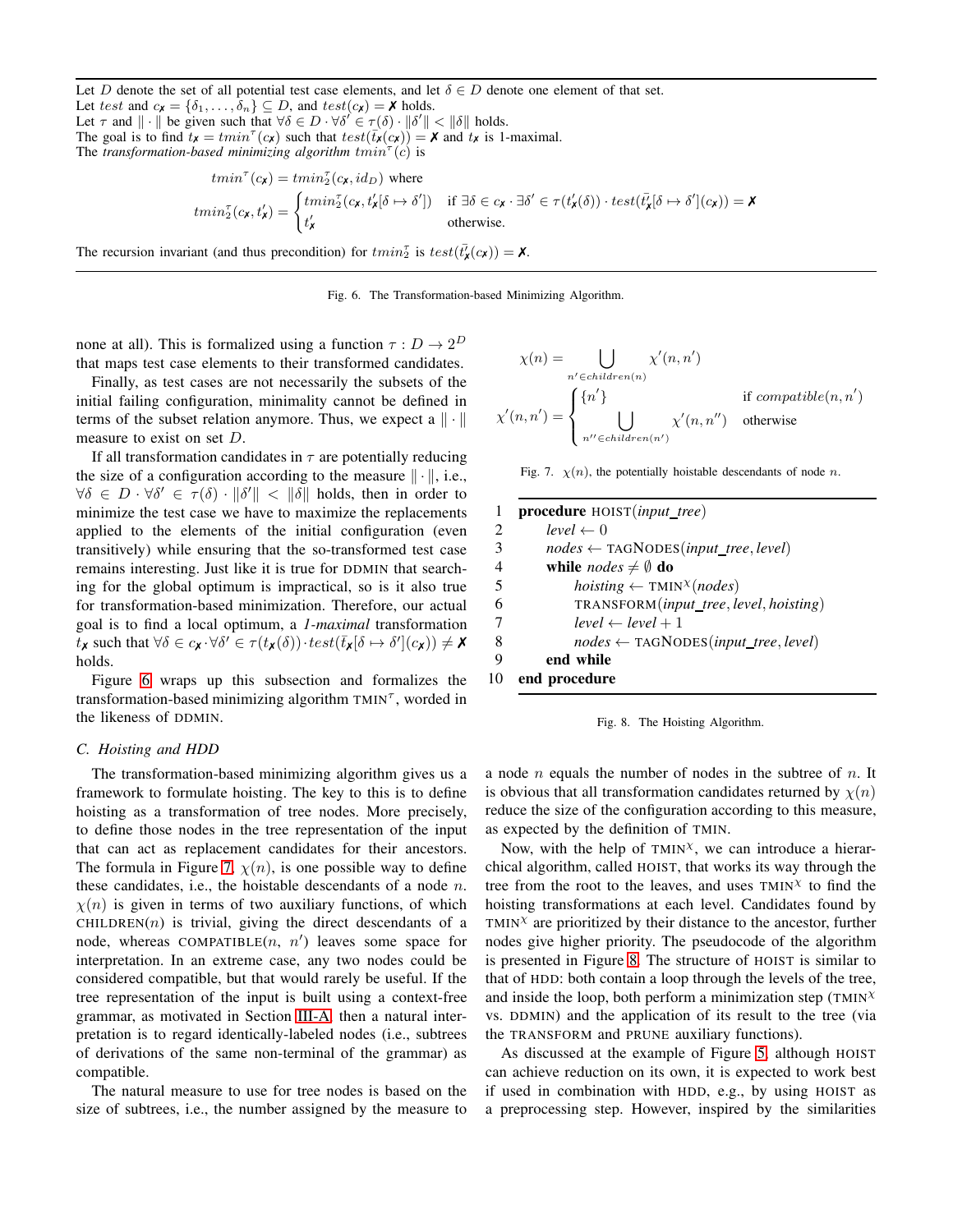Let $D$ denote the set of all potential test case elements, and let $\delta \in D$ denote one element of that set.
Let $test$ and $c_✗ = \{\delta_1, \ldots, \delta_n\} \subseteq D$, and $test(c_✗) = ✗$ holds.
Let $\tau$ and $\|\cdot\|$ be given such that $\forall \delta \in D \cdot \forall \delta' \in \tau(\delta) \cdot \|\delta'\| < \|\delta\|$ holds.
The goal is to find $t_✗ = tmin^\tau(c_✗)$ such that $test(\bar{t_✗}(c_✗)) = ✗$ and $t_✗$ is 1-maximal.
The *transformation-based minimizing algorithm* $tmin^\tau(c)$ is

$$tmin^\tau(c_✗) = tmin_2^\tau(c_✗, id_D) \text{ where}$$

$$tmin_2^\tau(c_✗, t'_✗) = \begin{cases} tmin_2^\tau(c_✗, t'_✗[\delta \mapsto \delta']) & \text{if } \exists \delta \in c_✗ \cdot \exists \delta' \in \tau(t'_✗(\delta)) \cdot test(\bar{t'_✗}[\delta \mapsto \delta'](c_✗)) = ✗ \\ t'_✗ & \text{otherwise.} \end{cases}$$

The recursion invariant (and thus precondition) for $tmin_2^\tau$ is $test(\bar{t'_✗}(c_✗)) = ✗$.

Fig. 6. The Transformation-based Minimizing Algorithm.

none at all). This is formalized using a function $\tau : D \to 2^D$ that maps test case elements to their transformed candidates.

Finally, as test cases are not necessarily the subsets of the initial failing configuration, minimality cannot be defined in terms of the subset relation anymore. Thus, we expect a $\|\cdot\|$ measure to exist on set $D$.

If all transformation candidates in $\tau$ are potentially reducing the size of a configuration according to the measure $\|\cdot\|$, i.e., $\forall \delta \in D \cdot \forall \delta' \in \tau(\delta) \cdot \|\delta'\| < \|\delta\|$ holds, then in order to minimize the test case we have to maximize the replacements applied to the elements of the initial configuration (even transitively) while ensuring that the so-transformed test case remains interesting. Just like it is true for DDMIN that searching for the global optimum is impractical, so is it also true for transformation-based minimization. Therefore, our actual goal is to find a local optimum, a *1-maximal* transformation $t_✗$ such that $\forall \delta \in c_✗ \cdot \forall \delta' \in \tau(t_✗(\delta)) \cdot test(\bar{t_✗}[\delta \mapsto \delta'](c_✗)) \neq ✗$ holds.

Figure 6 wraps up this subsection and formalizes the transformation-based minimizing algorithm TMIN$^\tau$, worded in the likeness of DDMIN.

### C. Hoisting and HDD

The transformation-based minimizing algorithm gives us a framework to formulate hoisting. The key to this is to define hoisting as a transformation of tree nodes. More precisely, to define those nodes in the tree representation of the input that can act as replacement candidates for their ancestors. The formula in Figure 7, $\chi(n)$, is one possible way to define these candidates, i.e., the hoistable descendants of a node $n$. $\chi(n)$ is given in terms of two auxiliary functions, of which CHILDREN($n$) is trivial, giving the direct descendants of a node, whereas COMPATIBLE($n$, $n'$) leaves some space for interpretation. In an extreme case, any two nodes could be considered compatible, but that would rarely be useful. If the tree representation of the input is built using a context-free grammar, as motivated in Section III-A, then a natural interpretation is to regard identically-labeled nodes (i.e., subtrees of derivations of the same non-terminal of the grammar) as compatible.

The natural measure to use for tree nodes is based on the size of subtrees, i.e., the number assigned by the measure to a node $n$ equals the number of nodes in the subtree of $n$. It is obvious that all transformation candidates returned by $\chi(n)$ reduce the size of the configuration according to this measure, as expected by the definition of TMIN.

$$\chi(n) = \bigcup_{n' \in children(n)} \chi'(n, n')$$

$$\chi'(n, n') = \begin{cases} \{n'\} & \text{if } compatible(n, n') \\ \bigcup_{n'' \in children(n')} \chi'(n, n'') & \text{otherwise} \end{cases}$$

Fig. 7. $\chi(n)$, the potentially hoistable descendants of node $n$.

```
1  procedure HOIST(input_tree)
2      level ← 0
3      nodes ← TAGNODES(input_tree, level)
4      while nodes ≠ ∅ do
5          hoisting ← TMIN^χ(nodes)
6          TRANSFORM(input_tree, level, hoisting)
7          level ← level + 1
8          nodes ← TAGNODES(input_tree, level)
9      end while
10 end procedure
```

Fig. 8. The Hoisting Algorithm.

Now, with the help of TMIN$^\chi$, we can introduce a hierarchical algorithm, called HOIST, that works its way through the tree from the root to the leaves, and uses TMIN$^\chi$ to find the hoisting transformations at each level. Candidates found by TMIN$^\chi$ are prioritized by their distance to the ancestor, further nodes give higher priority. The pseudocode of the algorithm is presented in Figure 8. The structure of HOIST is similar to that of HDD: both contain a loop through the levels of the tree, and inside the loop, both perform a minimization step (TMIN$^\chi$ vs. DDMIN) and the application of its result to the tree (via the TRANSFORM and PRUNE auxiliary functions).

As discussed at the example of Figure 5, although HOIST can achieve reduction on its own, it is expected to work best if used in combination with HDD, e.g., by using HOIST as a preprocessing step. However, inspired by the similarities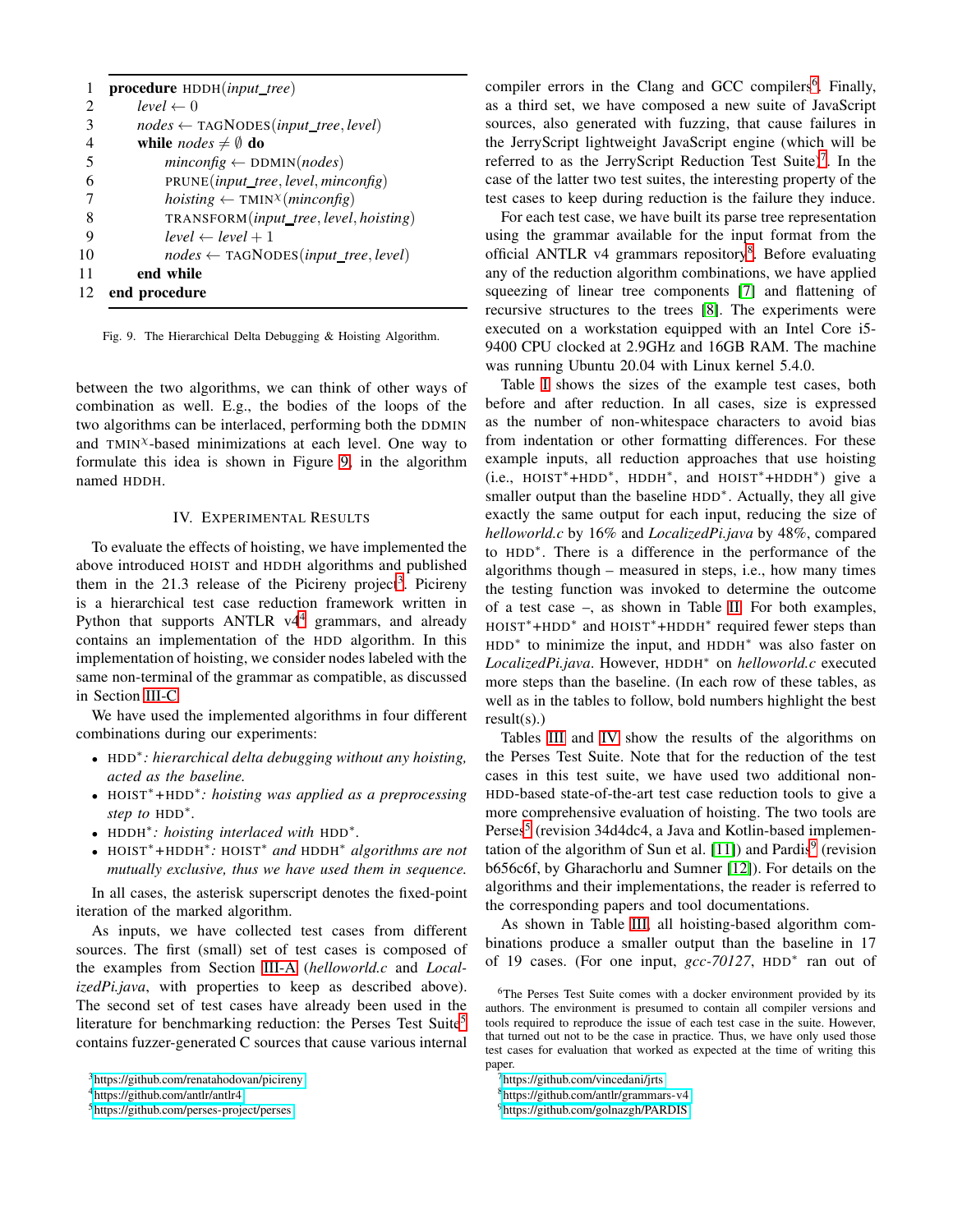```
1  procedure HDDH(input_tree)
2      level ← 0
3      nodes ← TAGNODES(input_tree, level)
4      while nodes ≠ ∅ do
5          minconfig ← DDMIN(nodes)
6          PRUNE(input_tree, level, minconfig)
7          hoisting ← TMIN^χ(minconfig)
8          TRANSFORM(input_tree, level, hoisting)
9          level ← level + 1
10         nodes ← TAGNODES(input_tree, level)
11     end while
12 end procedure
```

Fig. 9. The Hierarchical Delta Debugging & Hoisting Algorithm.

between the two algorithms, we can think of other ways of combination as well. E.g., the bodies of the loops of the two algorithms can be interlaced, performing both the DDMIN and TMIN$^\chi$-based minimizations at each level. One way to formulate this idea is shown in Figure 9, in the algorithm named HDDH.

## IV. Experimental Results

To evaluate the effects of hoisting, we have implemented the above introduced HOIST and HDDH algorithms and published them in the 21.3 release of the Picireny project[3]. Picireny is a hierarchical test case reduction framework written in Python that supports ANTLR v4[4] grammars, and already contains an implementation of the HDD algorithm. In this implementation of hoisting, we consider nodes labeled with the same non-terminal of the grammar as compatible, as discussed in Section III-C.

We have used the implemented algorithms in four different combinations during our experiments:

- HDD$^*$*: hierarchical delta debugging without any hoisting, acted as the baseline.*
- HOIST$^*$+HDD$^*$*: hoisting was applied as a preprocessing step to* HDD$^*$.
- HDDH$^*$*: hoisting interlaced with* HDD$^*$.
- HOIST$^*$+HDDH$^*$*:* HOIST$^*$ *and* HDDH$^*$ *algorithms are not mutually exclusive, thus we have used them in sequence.*

In all cases, the asterisk superscript denotes the fixed-point iteration of the marked algorithm.

As inputs, we have collected test cases from different sources. The first (small) set of test cases is composed of the examples from Section III-A (*helloworld.c* and *LocalizedPi.java*, with properties to keep as described above). The second set of test cases have already been used in the literature for benchmarking reduction: the Perses Test Suite[5] contains fuzzer-generated C sources that cause various internal compiler errors in the Clang and GCC compilers[6]. Finally, as a third set, we have composed a new suite of JavaScript sources, also generated with fuzzing, that cause failures in the JerryScript lightweight JavaScript engine (which will be referred to as the JerryScript Reduction Test Suite)[7]. In the case of the latter two test suites, the interesting property of the test cases to keep during reduction is the failure they induce.

For each test case, we have built its parse tree representation using the grammar available for the input format from the official ANTLR v4 grammars repository[8]. Before evaluating any of the reduction algorithm combinations, we have applied squeezing of linear tree components [7] and flattening of recursive structures to the trees [8]. The experiments were executed on a workstation equipped with an Intel Core i5-9400 CPU clocked at 2.9GHz and 16GB RAM. The machine was running Ubuntu 20.04 with Linux kernel 5.4.0.

Table I shows the sizes of the example test cases, both before and after reduction. In all cases, size is expressed as the number of non-whitespace characters to avoid bias from indentation or other formatting differences. For these example inputs, all reduction approaches that use hoisting (i.e., HOIST$^*$+HDD$^*$, HDDH$^*$, and HOIST$^*$+HDDH$^*$) give a smaller output than the baseline HDD$^*$. Actually, they all give exactly the same output for each input, reducing the size of *helloworld.c* by 16% and *LocalizedPi.java* by 48%, compared to HDD$^*$. There is a difference in the performance of the algorithms though – measured in steps, i.e., how many times the testing function was invoked to determine the outcome of a test case –, as shown in Table II. For both examples, HOIST$^*$+HDD$^*$ and HOIST$^*$+HDDH$^*$ required fewer steps than HDD$^*$ to minimize the input, and HDDH$^*$ was also faster on *LocalizedPi.java*. However, HDDH$^*$ on *helloworld.c* executed more steps than the baseline. (In each row of these tables, as well as in the tables to follow, bold numbers highlight the best result(s).)

Tables III and IV show the results of the algorithms on the Perses Test Suite. Note that for the reduction of the test cases in this test suite, we have used two additional non-HDD-based state-of-the-art test case reduction tools to give a more comprehensive evaluation of hoisting. The two tools are Perses[5] (revision 34d4dc4, a Java and Kotlin-based implementation of the algorithm of Sun et al. [11]) and Pardis[9] (revision b656c6f, by Gharachorlu and Sumner [12]). For details on the algorithms and their implementations, the reader is referred to the corresponding papers and tool documentations.

As shown in Table III, all hoisting-based algorithm combinations produce a smaller output than the baseline in 17 of 19 cases. (For one input, *gcc-70127*, HDD$^*$ ran out of

[3] https://github.com/renatahodovan/picireny

[4] https://github.com/antlr/antlr4

[5] https://github.com/perses-project/perses

[6] The Perses Test Suite comes with a docker environment provided by its authors. The environment is presumed to contain all compiler versions and tools required to reproduce the issue of each test case in the suite. However, that turned out not to be the case in practice. Thus, we have only used those test cases for evaluation that worked as expected at the time of writing this paper.

[7] https://github.com/vincedani/jrts

[8] https://github.com/antlr/grammars-v4

[9] https://github.com/golnazgh/PARDIS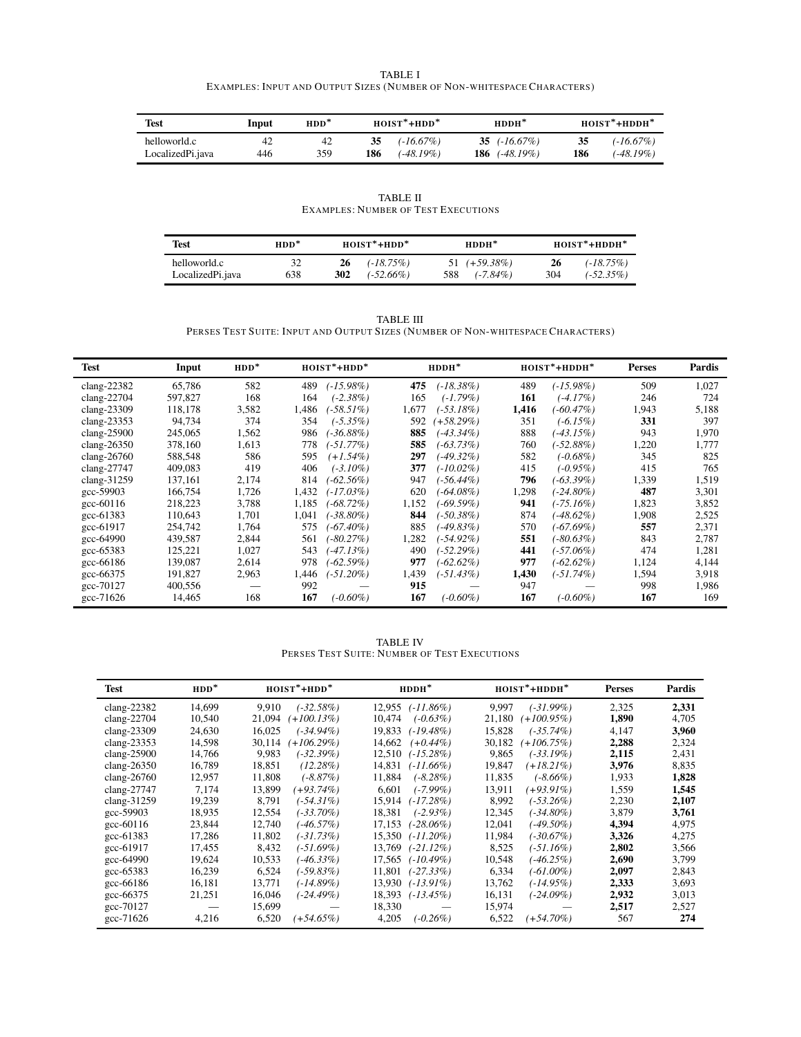TABLE I
EXAMPLES: INPUT AND OUTPUT SIZES (NUMBER OF NON-WHITESPACE CHARACTERS)

| Test | Input | HDD* | HOIST*+HDD* | | HDDH* | | HOIST*+HDDH* | |
|---|---|---|---|---|---|---|---|---|
| helloworld.c | 42 | 42 | **35** | *(-16.67%)* | **35** | *(-16.67%)* | **35** | *(-16.67%)* |
| LocalizedPi.java | 446 | 359 | **186** | *(-48.19%)* | **186** | *(-48.19%)* | **186** | *(-48.19%)* |

TABLE II
EXAMPLES: NUMBER OF TEST EXECUTIONS

| Test | HDD* | HOIST*+HDD* | | HDDH* | | HOIST*+HDDH* | |
|---|---|---|---|---|---|---|---|
| helloworld.c | 32 | **26** | *(-18.75%)* | 51 | *(+59.38%)* | **26** | *(-18.75%)* |
| LocalizedPi.java | 638 | **302** | *(-52.66%)* | 588 | *(-7.84%)* | 304 | *(-52.35%)* |

TABLE III
PERSES TEST SUITE: INPUT AND OUTPUT SIZES (NUMBER OF NON-WHITESPACE CHARACTERS)

| Test | Input | HDD* | HOIST*+HDD* | | HDDH* | | HOIST*+HDDH* | | Perses | Pardis |
|---|---|---|---|---|---|---|---|---|---|---|
| clang-22382 | 65,786 | 582 | 489 | *(-15.98%)* | **475** | *(-18.38%)* | 489 | *(-15.98%)* | 509 | 1,027 |
| clang-22704 | 597,827 | 168 | 164 | *(-2.38%)* | 165 | *(-1.79%)* | **161** | *(-4.17%)* | 246 | 724 |
| clang-23309 | 118,178 | 3,582 | 1,486 | *(-58.51%)* | 1,677 | *(-53.18%)* | **1,416** | *(-60.47%)* | 1,943 | 5,188 |
| clang-23353 | 94,734 | 374 | 354 | *(-5.35%)* | 592 | *(+58.29%)* | 351 | *(-6.15%)* | **331** | 397 |
| clang-25900 | 245,065 | 1,562 | 986 | *(-36.88%)* | **885** | *(-43.34%)* | 888 | *(-43.15%)* | 943 | 1,970 |
| clang-26350 | 378,160 | 1,613 | 778 | *(-51.77%)* | **585** | *(-63.73%)* | 760 | *(-52.88%)* | 1,220 | 1,777 |
| clang-26760 | 588,548 | 586 | 595 | *(+1.54%)* | **297** | *(-49.32%)* | 582 | *(-0.68%)* | 345 | 825 |
| clang-27747 | 409,083 | 419 | 406 | *(-3.10%)* | **377** | *(-10.02%)* | 415 | *(-0.95%)* | 415 | 765 |
| clang-31259 | 137,161 | 2,174 | 814 | *(-62.56%)* | 947 | *(-56.44%)* | **796** | *(-63.39%)* | 1,339 | 1,519 |
| gcc-59903 | 166,754 | 1,726 | 1,432 | *(-17.03%)* | 620 | *(-64.08%)* | 1,298 | *(-24.80%)* | **487** | 3,301 |
| gcc-60116 | 218,223 | 3,788 | 1,185 | *(-68.72%)* | 1,152 | *(-69.59%)* | **941** | *(-75.16%)* | 1,823 | 3,852 |
| gcc-61383 | 110,643 | 1,701 | 1,041 | *(-38.80%)* | **844** | *(-50.38%)* | 874 | *(-48.62%)* | 1,908 | 2,525 |
| gcc-61917 | 254,742 | 1,764 | 575 | *(-67.40%)* | 885 | *(-49.83%)* | 570 | *(-67.69%)* | **557** | 2,371 |
| gcc-64990 | 439,587 | 2,844 | 561 | *(-80.27%)* | 1,282 | *(-54.92%)* | **551** | *(-80.63%)* | 843 | 2,787 |
| gcc-65383 | 125,221 | 1,027 | 543 | *(-47.13%)* | 490 | *(-52.29%)* | **441** | *(-57.06%)* | 474 | 1,281 |
| gcc-66186 | 139,087 | 2,614 | 978 | *(-62.59%)* | **977** | *(-62.62%)* | **977** | *(-62.62%)* | 1,124 | 4,144 |
| gcc-66375 | 191,827 | 2,963 | 1,446 | *(-51.20%)* | 1,439 | *(-51.43%)* | **1,430** | *(-51.74%)* | 1,594 | 3,918 |
| gcc-70127 | 400,556 | — | 992 | — | **915** | — | 947 | — | 998 | 1,986 |
| gcc-71626 | 14,465 | 168 | **167** | *(-0.60%)* | **167** | *(-0.60%)* | **167** | *(-0.60%)* | **167** | 169 |

TABLE IV
PERSES TEST SUITE: NUMBER OF TEST EXECUTIONS

| Test | HDD* | HOIST*+HDD* | | HDDH* | | HOIST*+HDDH* | | Perses | Pardis |
|---|---|---|---|---|---|---|---|---|---|
| clang-22382 | 14,699 | 9,910 | *(-32.58%)* | 12,955 | *(-11.86%)* | 9,997 | *(-31.99%)* | 2,325 | **2,331** |
| clang-22704 | 10,540 | 21,094 | *(+100.13%)* | 10,474 | *(-0.63%)* | 21,180 | *(+100.95%)* | **1,890** | 4,705 |
| clang-23309 | 24,630 | 16,025 | *(-34.94%)* | 19,833 | *(-19.48%)* | 15,828 | *(-35.74%)* | 4,147 | **3,960** |
| clang-23353 | 14,598 | 30,114 | *(+106.29%)* | 14,662 | *(+0.44%)* | 30,182 | *(+106.75%)* | **2,288** | 2,324 |
| clang-25900 | 14,766 | 9,983 | *(-32.39%)* | 12,510 | *(-15.28%)* | 9,865 | *(-33.19%)* | **2,115** | 2,431 |
| clang-26350 | 16,789 | 18,851 | *(12.28%)* | 14,831 | *(-11.66%)* | 19,847 | *(+18.21%)* | **3,976** | 8,835 |
| clang-26760 | 12,957 | 11,808 | *(-8.87%)* | 11,884 | *(-8.28%)* | 11,835 | *(-8.66%)* | 1,933 | **1,828** |
| clang-27747 | 7,174 | 13,899 | *(+93.74%)* | 6,601 | *(-7.99%)* | 13,911 | *(+93.91%)* | 1,559 | **1,545** |
| clang-31259 | 19,239 | 8,791 | *(-54.31%)* | 15,914 | *(-17.28%)* | 8,992 | *(-53.26%)* | 2,230 | **2,107** |
| gcc-59903 | 18,935 | 12,554 | *(-33.70%)* | 18,381 | *(-2.93%)* | 12,345 | *(-34.80%)* | 3,879 | **3,761** |
| gcc-60116 | 23,844 | 12,740 | *(-46.57%)* | 17,153 | *(-28.06%)* | 12,041 | *(-49.50%)* | **4,394** | 4,975 |
| gcc-61383 | 17,286 | 11,802 | *(-31.73%)* | 15,350 | *(-11.20%)* | 11,984 | *(-30.67%)* | **3,326** | 4,275 |
| gcc-61917 | 17,455 | 8,432 | *(-51.69%)* | 13,769 | *(-21.12%)* | 8,525 | *(-51.16%)* | **2,802** | 3,566 |
| gcc-64990 | 19,624 | 10,533 | *(-46.33%)* | 17,565 | *(-10.49%)* | 10,548 | *(-46.25%)* | **2,690** | 3,799 |
| gcc-65383 | 16,239 | 6,524 | *(-59.83%)* | 11,801 | *(-27.33%)* | 6,334 | *(-61.00%)* | **2,097** | 2,843 |
| gcc-66186 | 16,181 | 13,771 | *(-14.89%)* | 13,930 | *(-13.91%)* | 13,762 | *(-14.95%)* | **2,333** | 3,693 |
| gcc-66375 | 21,251 | 16,046 | *(-24.49%)* | 18,393 | *(-13.45%)* | 16,131 | *(-24.09%)* | **2,932** | 3,013 |
| gcc-70127 | — | 15,699 | — | 18,330 | — | 15,974 | — | **2,517** | 2,527 |
| gcc-71626 | 4,216 | 6,520 | *(+54.65%)* | 4,205 | *(-0.26%)* | 6,522 | *(+54.70%)* | 567 | **274** |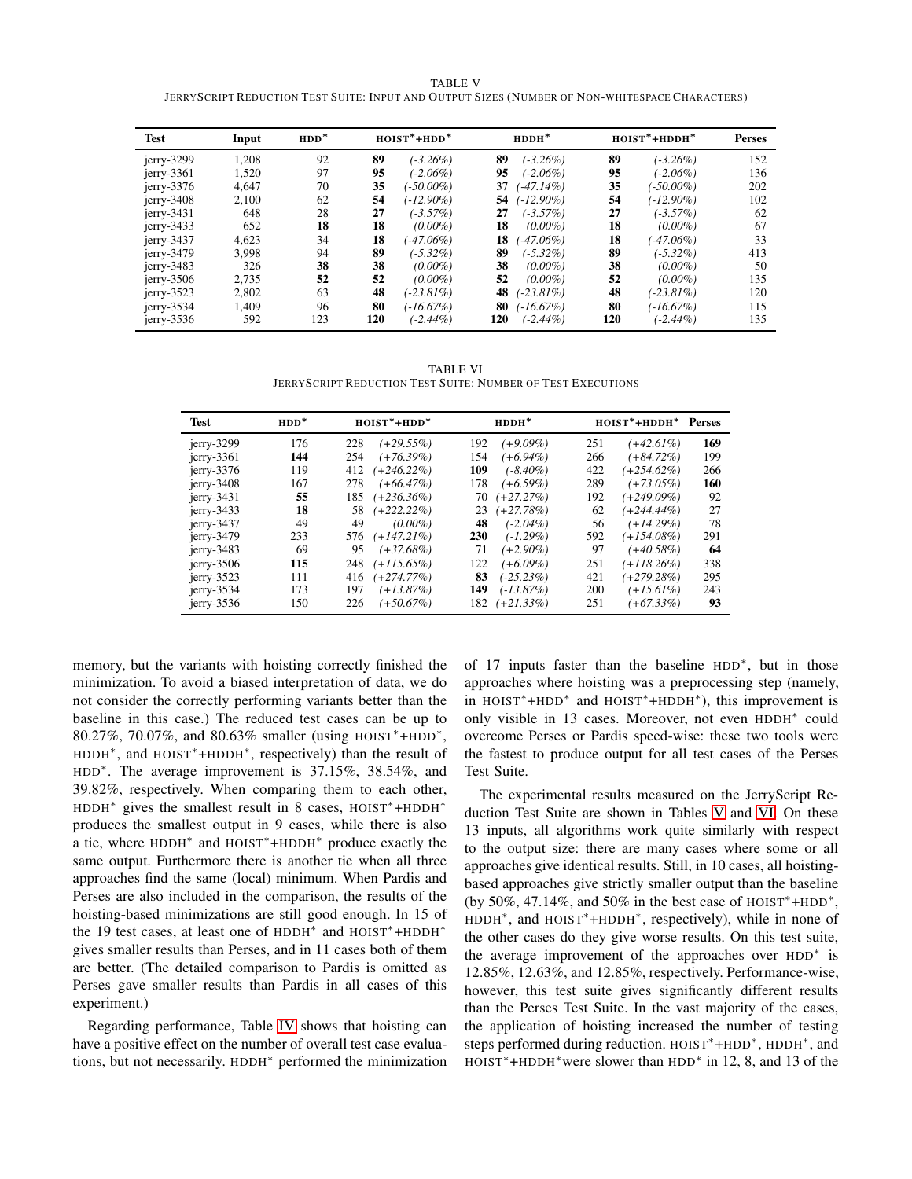TABLE V

JerryScript Reduction Test Suite: Input and Output Sizes (Number of Non-whitespace Characters)

| Test | Input | HDD* | HOIST*+HDD* | | HDDH* | | HOIST*+HDDH* | | Perses |
|---|---|---|---|---|---|---|---|---|---|
| jerry-3299 | 1,208 | 92 | **89** | *(-3.26%)* | **89** | *(-3.26%)* | **89** | *(-3.26%)* | 152 |
| jerry-3361 | 1,520 | 97 | **95** | *(-2.06%)* | **95** | *(-2.06%)* | **95** | *(-2.06%)* | 136 |
| jerry-3376 | 4,647 | 70 | **35** | *(-50.00%)* | 37 | *(-47.14%)* | **35** | *(-50.00%)* | 202 |
| jerry-3408 | 2,100 | 62 | **54** | *(-12.90%)* | **54** | *(-12.90%)* | **54** | *(-12.90%)* | 102 |
| jerry-3431 | 648 | 28 | **27** | *(-3.57%)* | **27** | *(-3.57%)* | **27** | *(-3.57%)* | 62 |
| jerry-3433 | 652 | **18** | **18** | *(0.00%)* | **18** | *(0.00%)* | **18** | *(0.00%)* | 67 |
| jerry-3437 | 4,623 | 34 | **18** | *(-47.06%)* | **18** | *(-47.06%)* | **18** | *(-47.06%)* | 33 |
| jerry-3479 | 3,998 | 94 | **89** | *(-5.32%)* | **89** | *(-5.32%)* | **89** | *(-5.32%)* | 413 |
| jerry-3483 | 326 | **38** | **38** | *(0.00%)* | **38** | *(0.00%)* | **38** | *(0.00%)* | 50 |
| jerry-3506 | 2,735 | **52** | **52** | *(0.00%)* | **52** | *(0.00%)* | **52** | *(0.00%)* | 135 |
| jerry-3523 | 2,802 | 63 | **48** | *(-23.81%)* | **48** | *(-23.81%)* | **48** | *(-23.81%)* | 120 |
| jerry-3534 | 1,409 | 96 | **80** | *(-16.67%)* | **80** | *(-16.67%)* | **80** | *(-16.67%)* | 115 |
| jerry-3536 | 592 | 123 | **120** | *(-2.44%)* | **120** | *(-2.44%)* | **120** | *(-2.44%)* | 135 |

TABLE VI

JerryScript Reduction Test Suite: Number of Test Executions

| Test | HDD* | HOIST*+HDD* | | HDDH* | | HOIST*+HDDH* | | Perses |
|---|---|---|---|---|---|---|---|---|
| jerry-3299 | 176 | 228 | *(+29.55%)* | 192 | *(+9.09%)* | 251 | *(+42.61%)* | **169** |
| jerry-3361 | **144** | 254 | *(+76.39%)* | 154 | *(+6.94%)* | 266 | *(+84.72%)* | 199 |
| jerry-3376 | 119 | 412 | *(+246.22%)* | **109** | *(-8.40%)* | 422 | *(+254.62%)* | 266 |
| jerry-3408 | 167 | 278 | *(+66.47%)* | 178 | *(+6.59%)* | 289 | *(+73.05%)* | **160** |
| jerry-3431 | **55** | 185 | *(+236.36%)* | 70 | *(+27.27%)* | 192 | *(+249.09%)* | 92 |
| jerry-3433 | **18** | 58 | *(+222.22%)* | 23 | *(+27.78%)* | 62 | *(+244.44%)* | 27 |
| jerry-3437 | 49 | 49 | *(0.00%)* | **48** | *(-2.04%)* | 56 | *(+14.29%)* | 78 |
| jerry-3479 | 233 | 576 | *(+147.21%)* | **230** | *(-1.29%)* | 592 | *(+154.08%)* | 291 |
| jerry-3483 | 69 | 95 | *(+37.68%)* | 71 | *(+2.90%)* | 97 | *(+40.58%)* | **64** |
| jerry-3506 | **115** | 248 | *(+115.65%)* | 122 | *(+6.09%)* | 251 | *(+118.26%)* | 338 |
| jerry-3523 | 111 | 416 | *(+274.77%)* | **83** | *(-25.23%)* | 421 | *(+279.28%)* | 295 |
| jerry-3534 | 173 | 197 | *(+13.87%)* | **149** | *(-13.87%)* | 200 | *(+15.61%)* | 243 |
| jerry-3536 | 150 | 226 | *(+50.67%)* | 182 | *(+21.33%)* | 251 | *(+67.33%)* | **93** |

memory, but the variants with hoisting correctly finished the minimization. To avoid a biased interpretation of data, we do not consider the correctly performing variants better than the baseline in this case.) The reduced test cases can be up to 80.27%, 70.07%, and 80.63% smaller (using HOIST*+HDD*, HDDH*, and HOIST*+HDDH*, respectively) than the result of HDD*. The average improvement is 37.15%, 38.54%, and 39.82%, respectively. When comparing them to each other, HDDH* gives the smallest result in 8 cases, HOIST*+HDDH* produces the smallest output in 9 cases, while there is also a tie, where HDDH* and HOIST*+HDDH* produce exactly the same output. Furthermore there is another tie when all three approaches find the same (local) minimum. When Pardis and Perses are also included in the comparison, the results of the hoisting-based minimizations are still good enough. In 15 of the 19 test cases, at least one of HDDH* and HOIST*+HDDH* gives smaller results than Perses, and in 11 cases both of them are better. (The detailed comparison to Pardis is omitted as Perses gave smaller results than Pardis in all cases of this experiment.)

Regarding performance, Table IV shows that hoisting can have a positive effect on the number of overall test case evaluations, but not necessarily. HDDH* performed the minimization of 17 inputs faster than the baseline HDD*, but in those approaches where hoisting was a preprocessing step (namely, in HOIST*+HDD* and HOIST*+HDDH*), this improvement is only visible in 13 cases. Moreover, not even HDDH* could overcome Perses or Pardis speed-wise: these two tools were the fastest to produce output for all test cases of the Perses Test Suite.

The experimental results measured on the JerryScript Reduction Test Suite are shown in Tables V and VI. On these 13 inputs, all algorithms work quite similarly with respect to the output size: there are many cases where some or all approaches give identical results. Still, in 10 cases, all hoisting-based approaches give strictly smaller output than the baseline (by 50%, 47.14%, and 50% in the best case of HOIST*+HDD*, HDDH*, and HOIST*+HDDH*, respectively), while in none of the other cases do they give worse results. On this test suite, the average improvement of the approaches over HDD* is 12.85%, 12.63%, and 12.85%, respectively. Performance-wise, however, this test suite gives significantly different results than the Perses Test Suite. In the vast majority of the cases, the application of hoisting increased the number of testing steps performed during reduction. HOIST*+HDD*, HDDH*, and HOIST*+HDDH*were slower than HDD* in 12, 8, and 13 of the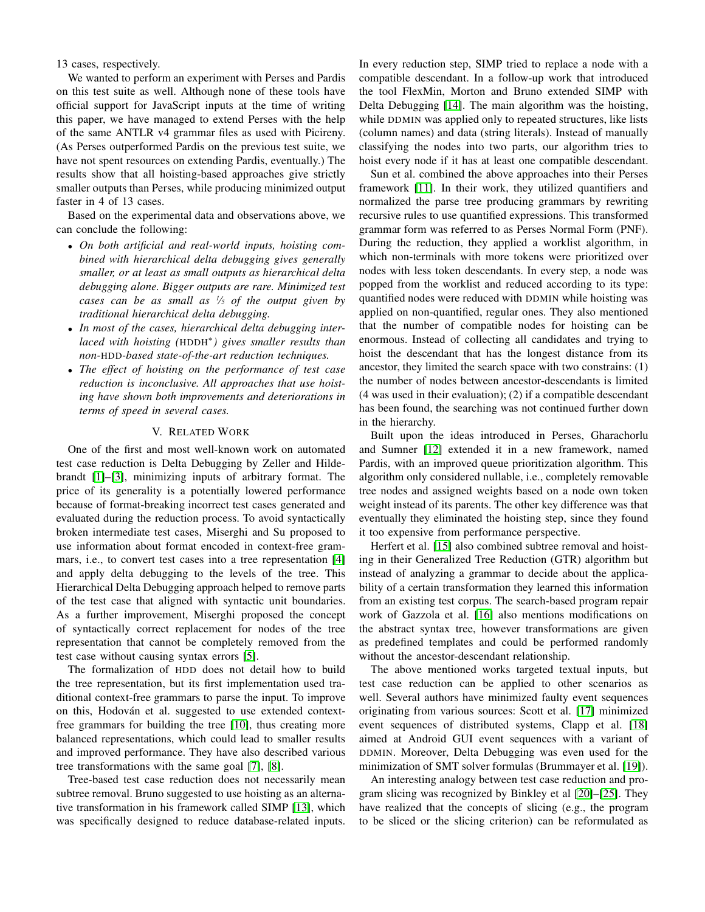13 cases, respectively.

We wanted to perform an experiment with Perses and Pardis on this test suite as well. Although none of these tools have official support for JavaScript inputs at the time of writing this paper, we have managed to extend Perses with the help of the same ANTLR v4 grammar files as used with Picireny. (As Perses outperformed Pardis on the previous test suite, we have not spent resources on extending Pardis, eventually.) The results show that all hoisting-based approaches give strictly smaller outputs than Perses, while producing minimized output faster in 4 of 13 cases.

Based on the experimental data and observations above, we can conclude the following:

- *On both artificial and real-world inputs, hoisting combined with hierarchical delta debugging gives generally smaller, or at least as small outputs as hierarchical delta debugging alone. Bigger outputs are rare. Minimized test cases can be as small as 1/5 of the output given by traditional hierarchical delta debugging.*
- *In most of the cases, hierarchical delta debugging interlaced with hoisting (HDDH\*) gives smaller results than non-HDD-based state-of-the-art reduction techniques.*
- *The effect of hoisting on the performance of test case reduction is inconclusive. All approaches that use hoisting have shown both improvements and deteriorations in terms of speed in several cases.*

## V. Related Work

One of the first and most well-known work on automated test case reduction is Delta Debugging by Zeller and Hildebrandt [1]–[3], minimizing inputs of arbitrary format. The price of its generality is a potentially lowered performance because of format-breaking incorrect test cases generated and evaluated during the reduction process. To avoid syntactically broken intermediate test cases, Misherghi and Su proposed to use information about format encoded in context-free grammars, i.e., to convert test cases into a tree representation [4] and apply delta debugging to the levels of the tree. This Hierarchical Delta Debugging approach helped to remove parts of the test case that aligned with syntactic unit boundaries. As a further improvement, Misherghi proposed the concept of syntactically correct replacement for nodes of the tree representation that cannot be completely removed from the test case without causing syntax errors [5].

The formalization of HDD does not detail how to build the tree representation, but its first implementation used traditional context-free grammars to parse the input. To improve on this, Hodován et al. suggested to use extended context-free grammars for building the tree [10], thus creating more balanced representations, which could lead to smaller results and improved performance. They have also described various tree transformations with the same goal [7], [8].

Tree-based test case reduction does not necessarily mean subtree removal. Bruno suggested to use hoisting as an alternative transformation in his framework called SIMP [13], which was specifically designed to reduce database-related inputs. In every reduction step, SIMP tried to replace a node with a compatible descendant. In a follow-up work that introduced the tool FlexMin, Morton and Bruno extended SIMP with Delta Debugging [14]. The main algorithm was the hoisting, while DDMIN was applied only to repeated structures, like lists (column names) and data (string literals). Instead of manually classifying the nodes into two parts, our algorithm tries to hoist every node if it has at least one compatible descendant.

Sun et al. combined the above approaches into their Perses framework [11]. In their work, they utilized quantifiers and normalized the parse tree producing grammars by rewriting recursive rules to use quantified expressions. This transformed grammar form was referred to as Perses Normal Form (PNF). During the reduction, they applied a worklist algorithm, in which non-terminals with more tokens were prioritized over nodes with less token descendants. In every step, a node was popped from the worklist and reduced according to its type: quantified nodes were reduced with DDMIN while hoisting was applied on non-quantified, regular ones. They also mentioned that the number of compatible nodes for hoisting can be enormous. Instead of collecting all candidates and trying to hoist the descendant that has the longest distance from its ancestor, they limited the search space with two constrains: (1) the number of nodes between ancestor-descendants is limited (4 was used in their evaluation); (2) if a compatible descendant has been found, the searching was not continued further down in the hierarchy.

Built upon the ideas introduced in Perses, Gharachorlu and Sumner [12] extended it in a new framework, named Pardis, with an improved queue prioritization algorithm. This algorithm only considered nullable, i.e., completely removable tree nodes and assigned weights based on a node own token weight instead of its parents. The other key difference was that eventually they eliminated the hoisting step, since they found it too expensive from performance perspective.

Herfert et al. [15] also combined subtree removal and hoisting in their Generalized Tree Reduction (GTR) algorithm but instead of analyzing a grammar to decide about the applicability of a certain transformation they learned this information from an existing test corpus. The search-based program repair work of Gazzola et al. [16] also mentions modifications on the abstract syntax tree, however transformations are given as predefined templates and could be performed randomly without the ancestor-descendant relationship.

The above mentioned works targeted textual inputs, but test case reduction can be applied to other scenarios as well. Several authors have minimized faulty event sequences originating from various sources: Scott et al. [17] minimized event sequences of distributed systems, Clapp et al. [18] aimed at Android GUI event sequences with a variant of DDMIN. Moreover, Delta Debugging was even used for the minimization of SMT solver formulas (Brummayer et al. [19]).

An interesting analogy between test case reduction and program slicing was recognized by Binkley et al [20]–[25]. They have realized that the concepts of slicing (e.g., the program to be sliced or the slicing criterion) can be reformulated as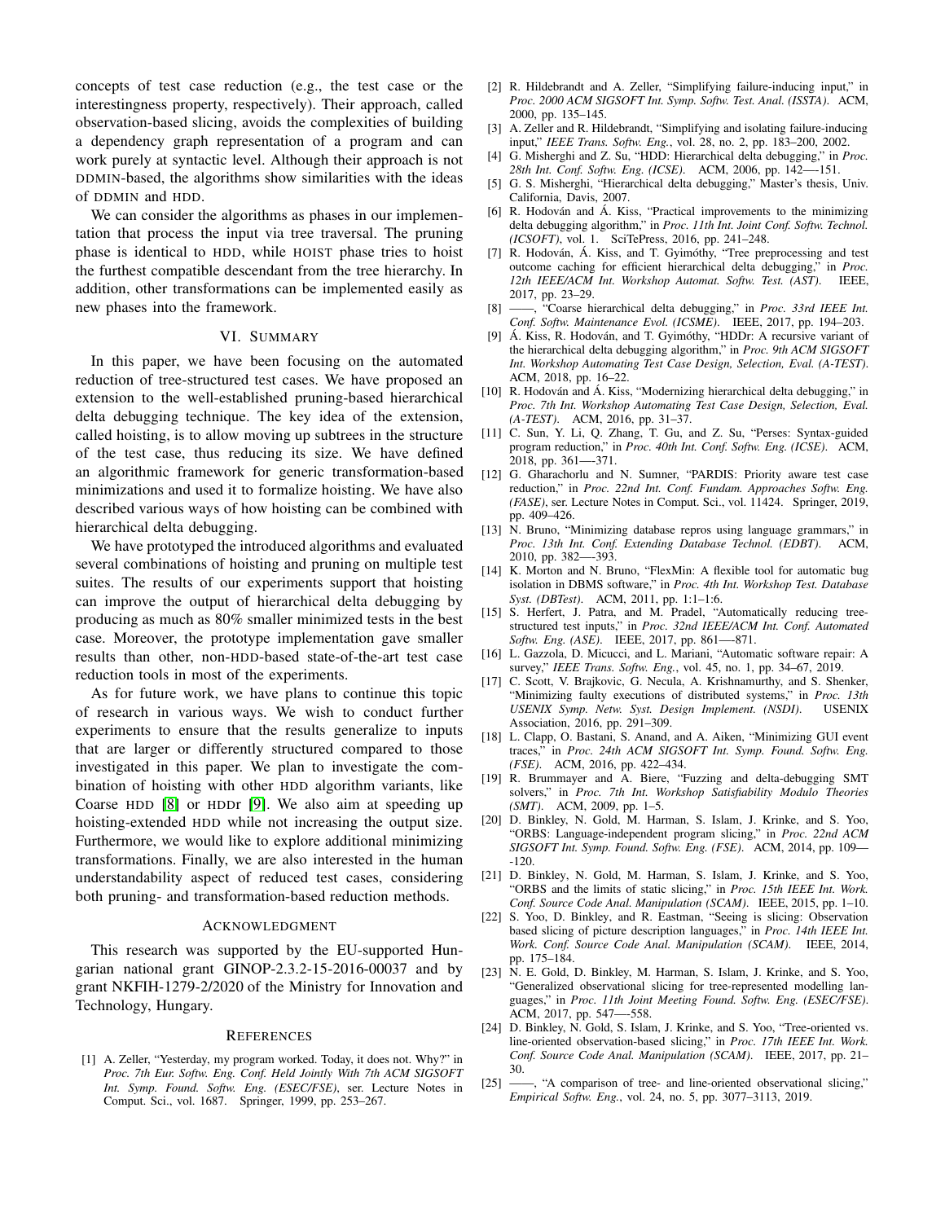concepts of test case reduction (e.g., the test case or the interestingness property, respectively). Their approach, called observation-based slicing, avoids the complexities of building a dependency graph representation of a program and can work purely at syntactic level. Although their approach is not DDMIN-based, the algorithms show similarities with the ideas of DDMIN and HDD.

We can consider the algorithms as phases in our implementation that process the input via tree traversal. The pruning phase is identical to HDD, while HOIST phase tries to hoist the furthest compatible descendant from the tree hierarchy. In addition, other transformations can be implemented easily as new phases into the framework.

## VI. SUMMARY

In this paper, we have been focusing on the automated reduction of tree-structured test cases. We have proposed an extension to the well-established pruning-based hierarchical delta debugging technique. The key idea of the extension, called hoisting, is to allow moving up subtrees in the structure of the test case, thus reducing its size. We have defined an algorithmic framework for generic transformation-based minimizations and used it to formalize hoisting. We have also described various ways of how hoisting can be combined with hierarchical delta debugging.

We have prototyped the introduced algorithms and evaluated several combinations of hoisting and pruning on multiple test suites. The results of our experiments support that hoisting can improve the output of hierarchical delta debugging by producing as much as 80% smaller minimized tests in the best case. Moreover, the prototype implementation gave smaller results than other, non-HDD-based state-of-the-art test case reduction tools in most of the experiments.

As for future work, we have plans to continue this topic of research in various ways. We wish to conduct further experiments to ensure that the results generalize to inputs that are larger or differently structured compared to those investigated in this paper. We plan to investigate the combination of hoisting with other HDD algorithm variants, like Coarse HDD [8] or HDDr [9]. We also aim at speeding up hoisting-extended HDD while not increasing the output size. Furthermore, we would like to explore additional minimizing transformations. Finally, we are also interested in the human understandability aspect of reduced test cases, considering both pruning- and transformation-based reduction methods.

## ACKNOWLEDGMENT

This research was supported by the EU-supported Hungarian national grant GINOP-2.3.2-15-2016-00037 and by grant NKFIH-1279-2/2020 of the Ministry for Innovation and Technology, Hungary.

## REFERENCES

[1] A. Zeller, "Yesterday, my program worked. Today, it does not. Why?" in *Proc. 7th Eur. Softw. Eng. Conf. Held Jointly With 7th ACM SIGSOFT Int. Symp. Found. Softw. Eng. (ESEC/FSE)*, ser. Lecture Notes in Comput. Sci., vol. 1687. Springer, 1999, pp. 253–267.

[2] R. Hildebrandt and A. Zeller, "Simplifying failure-inducing input," in *Proc. 2000 ACM SIGSOFT Int. Symp. Softw. Test. Anal. (ISSTA)*. ACM, 2000, pp. 135–145.

[3] A. Zeller and R. Hildebrandt, "Simplifying and isolating failure-inducing input," *IEEE Trans. Softw. Eng.*, vol. 28, no. 2, pp. 183–200, 2002.

[4] G. Misherghi and Z. Su, "HDD: Hierarchical delta debugging," in *Proc. 28th Int. Conf. Softw. Eng. (ICSE)*. ACM, 2006, pp. 142—-151.

[5] G. S. Misherghi, "Hierarchical delta debugging," Master's thesis, Univ. California, Davis, 2007.

[6] R. Hodován and Á. Kiss, "Practical improvements to the minimizing delta debugging algorithm," in *Proc. 11th Int. Joint Conf. Softw. Technol. (ICSOFT)*, vol. 1. SciTePress, 2016, pp. 241–248.

[7] R. Hodován, Á. Kiss, and T. Gyimóthy, "Tree preprocessing and test outcome caching for efficient hierarchical delta debugging," in *Proc. 12th IEEE/ACM Int. Workshop Automat. Softw. Test. (AST)*. IEEE, 2017, pp. 23–29.

[8] ——, "Coarse hierarchical delta debugging," in *Proc. 33rd IEEE Int. Conf. Softw. Maintenance Evol. (ICSME)*. IEEE, 2017, pp. 194–203.

[9] Á. Kiss, R. Hodován, and T. Gyimóthy, "HDDr: A recursive variant of the hierarchical delta debugging algorithm," in *Proc. 9th ACM SIGSOFT Int. Workshop Automating Test Case Design, Selection, Eval. (A-TEST)*. ACM, 2018, pp. 16–22.

[10] R. Hodován and Á. Kiss, "Modernizing hierarchical delta debugging," in *Proc. 7th Int. Workshop Automating Test Case Design, Selection, Eval. (A-TEST)*. ACM, 2016, pp. 31–37.

[11] C. Sun, Y. Li, Q. Zhang, T. Gu, and Z. Su, "Perses: Syntax-guided program reduction," in *Proc. 40th Int. Conf. Softw. Eng. (ICSE)*. ACM, 2018, pp. 361—-371.

[12] G. Gharachorlu and N. Sumner, "PARDIS: Priority aware test case reduction," in *Proc. 22nd Int. Conf. Fundam. Approaches Softw. Eng. (FASE)*, ser. Lecture Notes in Comput. Sci., vol. 11424. Springer, 2019, pp. 409–426.

[13] N. Bruno, "Minimizing database repros using language grammars," in *Proc. 13th Int. Conf. Extending Database Technol. (EDBT)*. ACM, 2010, pp. 382—-393.

[14] K. Morton and N. Bruno, "FlexMin: A flexible tool for automatic bug isolation in DBMS software," in *Proc. 4th Int. Workshop Test. Database Syst. (DBTest)*. ACM, 2011, pp. 1:1–1:6.

[15] S. Herfert, J. Patra, and M. Pradel, "Automatically reducing tree-structured test inputs," in *Proc. 32nd IEEE/ACM Int. Conf. Automated Softw. Eng. (ASE)*. IEEE, 2017, pp. 861—-871.

[16] L. Gazzola, D. Micucci, and L. Mariani, "Automatic software repair: A survey," *IEEE Trans. Softw. Eng.*, vol. 45, no. 1, pp. 34–67, 2019.

[17] C. Scott, V. Brajkovic, G. Necula, A. Krishnamurthy, and S. Shenker, "Minimizing faulty executions of distributed systems," in *Proc. 13th USENIX Symp. Netw. Syst. Design Implement. (NSDI)*. USENIX Association, 2016, pp. 291–309.

[18] L. Clapp, O. Bastani, S. Anand, and A. Aiken, "Minimizing GUI event traces," in *Proc. 24th ACM SIGSOFT Int. Symp. Found. Softw. Eng. (FSE)*. ACM, 2016, pp. 422–434.

[19] R. Brummayer and A. Biere, "Fuzzing and delta-debugging SMT solvers," in *Proc. 7th Int. Workshop Satisfiability Modulo Theories (SMT)*. ACM, 2009, pp. 1–5.

[20] D. Binkley, N. Gold, M. Harman, S. Islam, J. Krinke, and S. Yoo, "ORBS: Language-independent program slicing," in *Proc. 22nd ACM SIGSOFT Int. Symp. Found. Softw. Eng. (FSE)*. ACM, 2014, pp. 109—-120.

[21] D. Binkley, N. Gold, M. Harman, S. Islam, J. Krinke, and S. Yoo, "ORBS and the limits of static slicing," in *Proc. 15th IEEE Int. Work. Conf. Source Code Anal. Manipulation (SCAM)*. IEEE, 2015, pp. 1–10.

[22] S. Yoo, D. Binkley, and R. Eastman, "Seeing is slicing: Observation based slicing of picture description languages," in *Proc. 14th IEEE Int. Work. Conf. Source Code Anal. Manipulation (SCAM)*. IEEE, 2014, pp. 175–184.

[23] N. E. Gold, D. Binkley, M. Harman, S. Islam, J. Krinke, and S. Yoo, "Generalized observational slicing for tree-represented modelling languages," in *Proc. 11th Joint Meeting Found. Softw. Eng. (ESEC/FSE)*. ACM, 2017, pp. 547—-558.

[24] D. Binkley, N. Gold, S. Islam, J. Krinke, and S. Yoo, "Tree-oriented vs. line-oriented observation-based slicing," in *Proc. 17th IEEE Int. Work. Conf. Source Code Anal. Manipulation (SCAM)*. IEEE, 2017, pp. 21–30.

[25] ——, "A comparison of tree- and line-oriented observational slicing," *Empirical Softw. Eng.*, vol. 24, no. 5, pp. 3077–3113, 2019.